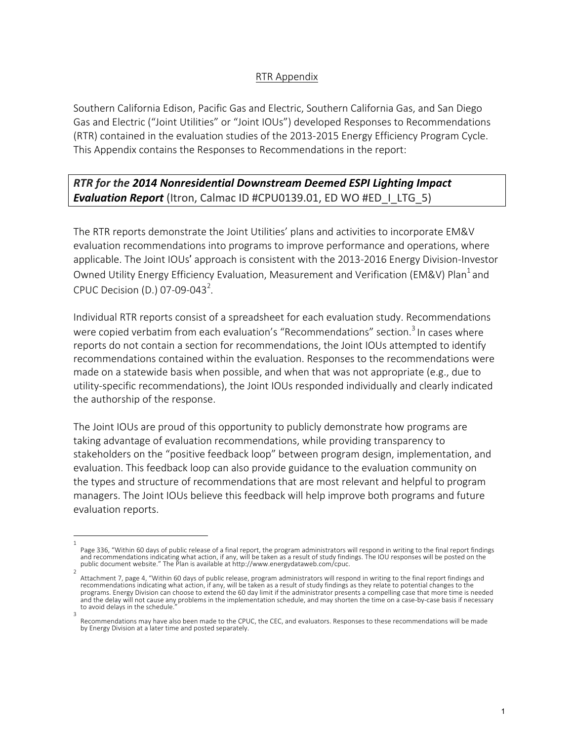# RTR Appendix

Southern California Edison, Pacific Gas and Electric, Southern California Gas, and San Diego Gas and Electric ("Joint Utilities" or "Joint IOUs") developed Responses to Recommendations (RTR) contained in the evaluation studies of the 2013-2015 Energy Efficiency Program Cycle. This Appendix contains the Responses to Recommendations in the report:

***RTR for the 2014 Nonresidential Downstream Deemed ESPI Lighting Impact Evaluation Report*** (Itron, Calmac ID #CPU0139.01, ED WO #ED_I_LTG_5)

The RTR reports demonstrate the Joint Utilities' plans and activities to incorporate EM&V evaluation recommendations into programs to improve performance and operations, where applicable. The Joint IOUs' approach is consistent with the 2013-2016 Energy Division-Investor Owned Utility Energy Efficiency Evaluation, Measurement and Verification (EM&V) Plan[1] and CPUC Decision (D.) 07-09-043[2].

Individual RTR reports consist of a spreadsheet for each evaluation study. Recommendations were copied verbatim from each evaluation's "Recommendations" section.[3] In cases where reports do not contain a section for recommendations, the Joint IOUs attempted to identify recommendations contained within the evaluation. Responses to the recommendations were made on a statewide basis when possible, and when that was not appropriate (e.g., due to utility-specific recommendations), the Joint IOUs responded individually and clearly indicated the authorship of the response.

The Joint IOUs are proud of this opportunity to publicly demonstrate how programs are taking advantage of evaluation recommendations, while providing transparency to stakeholders on the "positive feedback loop" between program design, implementation, and evaluation. This feedback loop can also provide guidance to the evaluation community on the types and structure of recommendations that are most relevant and helpful to program managers. The Joint IOUs believe this feedback will help improve both programs and future evaluation reports.

---

[1] Page 336, "Within 60 days of public release of a final report, the program administrators will respond in writing to the final report findings and recommendations indicating what action, if any, will be taken as a result of study findings. The IOU responses will be posted on the public document website." The Plan is available at http://www.energydataweb.com/cpuc.

[2] Attachment 7, page 4, "Within 60 days of public release, program administrators will respond in writing to the final report findings and recommendations indicating what action, if any, will be taken as a result of study findings as they relate to potential changes to the programs. Energy Division can choose to extend the 60 day limit if the administrator presents a compelling case that more time is needed and the delay will not cause any problems in the implementation schedule, and may shorten the time on a case-by-case basis if necessary to avoid delays in the schedule."

[3] Recommendations may have also been made to the CPUC, the CEC, and evaluators. Responses to these recommendations will be made by Energy Division at a later time and posted separately.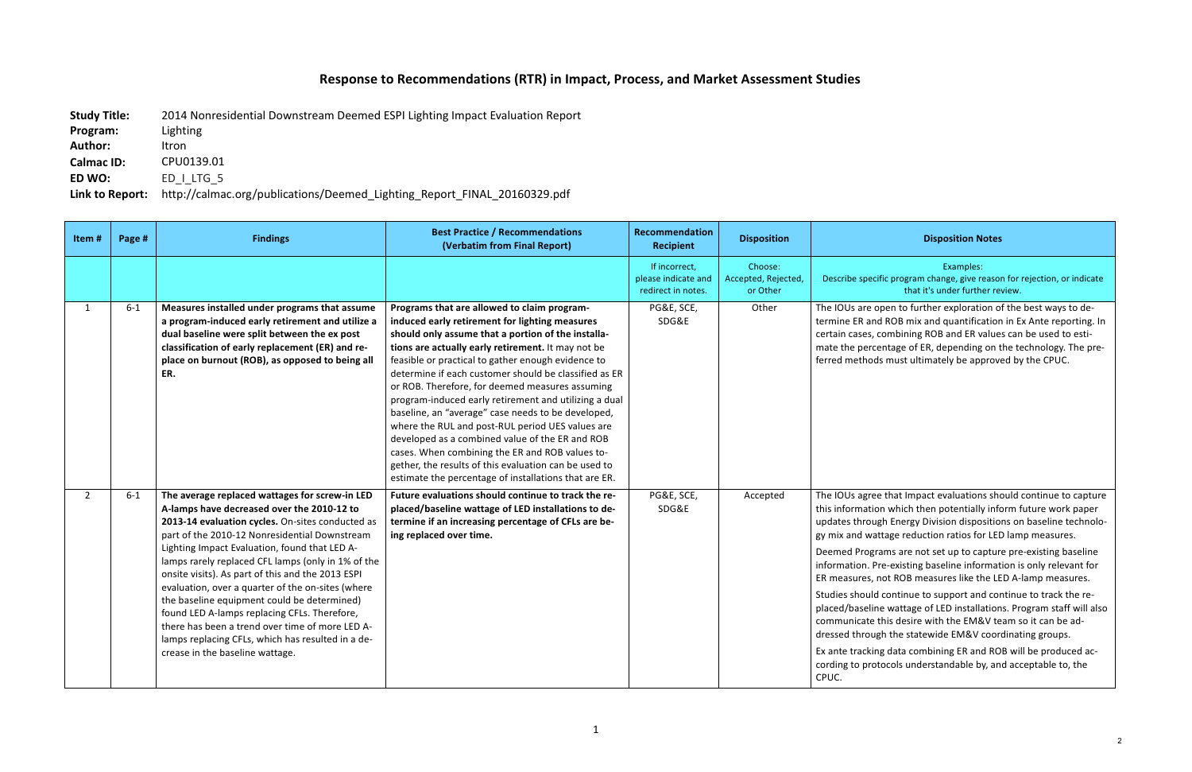# Response to Recommendations (RTR) in Impact, Process, and Market Assessment Studies

**Study Title:** 2014 Nonresidential Downstream Deemed ESPI Lighting Impact Evaluation Report
**Program:** Lighting
**Author:** Itron
**Calmac ID:** CPU0139.01
**ED WO:** ED_I_LTG_5
**Link to Report:** http://calmac.org/publications/Deemed_Lighting_Report_FINAL_20160329.pdf

| Item # | Page # | Findings | Best Practice / Recommendations (Verbatim from Final Report) | Recommendation Recipient | Disposition | Disposition Notes |
|---|---|---|---|---|---|---|
| | | | | If incorrect, please indicate and redirect in notes. | Choose: Accepted, Rejected, or Other | Examples: Describe specific program change, give reason for rejection, or indicate that it's under further review. |
| 1 | 6-1 | **Measures installed under programs that assume a program-induced early retirement and utilize a dual baseline were split between the ex post classification of early replacement (ER) and replace on burnout (ROB), as opposed to being all ER.** | **Programs that are allowed to claim program-induced early retirement for lighting measures should only assume that a portion of the installations are actually early retirement.** It may not be feasible or practical to gather enough evidence to determine if each customer should be classified as ER or ROB. Therefore, for deemed measures assuming program-induced early retirement and utilizing a dual baseline, an "average" case needs to be developed, where the RUL and post-RUL period UES values are developed as a combined value of the ER and ROB cases. When combining the ER and ROB values together, the results of this evaluation can be used to estimate the percentage of installations that are ER. | PG&E, SCE, SDG&E | Other | The IOUs are open to further exploration of the best ways to determine ER and ROB mix and quantification in Ex Ante reporting. In certain cases, combining ROB and ER values can be used to estimate the percentage of ER, depending on the technology. The preferred methods must ultimately be approved by the CPUC. |
| 2 | 6-1 | **The average replaced wattages for screw-in LED A-lamps have decreased over the 2010-12 to 2013-14 evaluation cycles.** On-sites conducted as part of the 2010-12 Nonresidential Downstream Lighting Impact Evaluation, found that LED A-lamps rarely replaced CFL lamps (only in 1% of the onsite visits). As part of this and the 2013 ESPI evaluation, over a quarter of the on-sites (where the baseline equipment could be determined) found LED A-lamps replacing CFLs. Therefore, there has been a trend over time of more LED A-lamps replacing CFLs, which has resulted in a decrease in the baseline wattage. | **Future evaluations should continue to track the replaced/baseline wattage of LED installations to determine if an increasing percentage of CFLs are being replaced over time.** | PG&E, SCE, SDG&E | Accepted | The IOUs agree that Impact evaluations should continue to capture this information which then potentially inform future work paper updates through Energy Division dispositions on baseline technology mix and wattage reduction ratios for LED lamp measures.<br><br>Deemed Programs are not set up to capture pre-existing baseline information. Pre-existing baseline information is only relevant for ER measures, not ROB measures like the LED A-lamp measures.<br><br>Studies should continue to support and continue to track the replaced/baseline wattage of LED installations. Program staff will also communicate this desire with the EM&V team so it can be addressed through the statewide EM&V coordinating groups.<br><br>Ex ante tracking data combining ER and ROB will be produced according to protocols understandable by, and acceptable to, the CPUC. |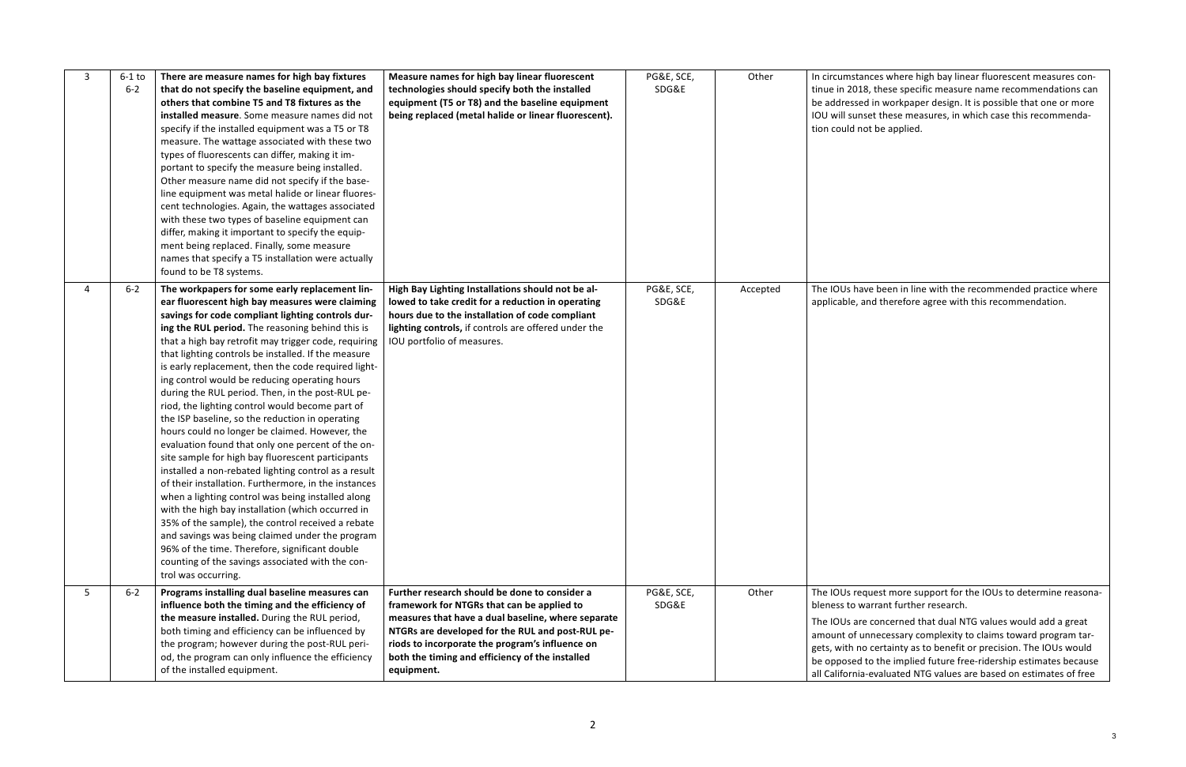| 3 | 6-1 to 6-2 | **There are measure names for high bay fixtures that do not specify the baseline equipment, and others that combine T5 and T8 fixtures as the installed measure**. Some measure names did not specify if the installed equipment was a T5 or T8 measure. The wattage associated with these two types of fluorescents can differ, making it important to specify the measure being installed. Other measure name did not specify if the baseline equipment was metal halide or linear fluorescent technologies. Again, the wattages associated with these two types of baseline equipment can differ, making it important to specify the equipment being replaced. Finally, some measure names that specify a T5 installation were actually found to be T8 systems. | **Measure names for high bay linear fluorescent technologies should specify both the installed equipment (T5 or T8) and the baseline equipment being replaced (metal halide or linear fluorescent).** | PG&E, SCE, SDG&E | Other | In circumstances where high bay linear fluorescent measures continue in 2018, these specific measure name recommendations can be addressed in workpaper design. It is possible that one or more IOU will sunset these measures, in which case this recommendation could not be applied. |
|---|---|---|---|---|---|---|
| 4 | 6-2 | **The workpapers for some early replacement linear fluorescent high bay measures were claiming savings for code compliant lighting controls during the RUL period.** The reasoning behind this is that a high bay retrofit may trigger code, requiring that lighting controls be installed. If the measure is early replacement, then the code required lighting control would be reducing operating hours during the RUL period. Then, in the post-RUL period, the lighting control would become part of the ISP baseline, so the reduction in operating hours could no longer be claimed. However, the evaluation found that only one percent of the on-site sample for high bay fluorescent participants installed a non-rebated lighting control as a result of their installation. Furthermore, in the instances when a lighting control was being installed along with the high bay installation (which occurred in 35% of the sample), the control received a rebate and savings was being claimed under the program 96% of the time. Therefore, significant double counting of the savings associated with the control was occurring. | **High Bay Lighting Installations should not be allowed to take credit for a reduction in operating hours due to the installation of code compliant lighting controls,** if controls are offered under the IOU portfolio of measures. | PG&E, SCE, SDG&E | Accepted | The IOUs have been in line with the recommended practice where applicable, and therefore agree with this recommendation. |
| 5 | 6-2 | **Programs installing dual baseline measures can influence both the timing and the efficiency of the measure installed.** During the RUL period, both timing and efficiency can be influenced by the program; however during the post-RUL period, the program can only influence the efficiency of the installed equipment. | **Further research should be done to consider a framework for NTGRs that can be applied to measures that have a dual baseline, where separate NTGRs are developed for the RUL and post-RUL periods to incorporate the program's influence on both the timing and efficiency of the installed equipment.** | PG&E, SCE, SDG&E | Other | The IOUs request more support for the IOUs to determine reasonableness to warrant further research.<br><br>The IOUs are concerned that dual NTG values would add a great amount of unnecessary complexity to claims toward program targets, with no certainty as to benefit or precision. The IOUs would be opposed to the implied future free-ridership estimates because all California-evaluated NTG values are based on estimates of free |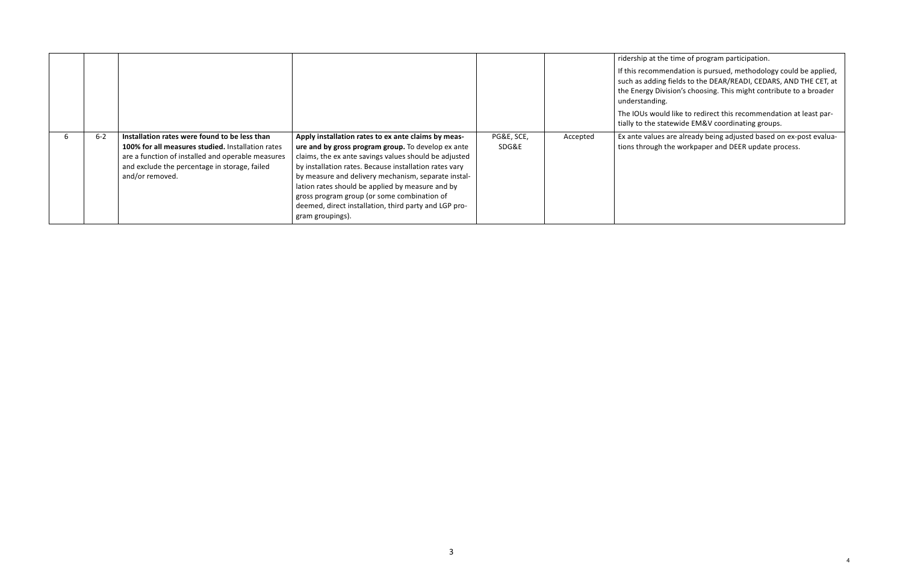| | | | | | | |
|---|---|---|---|---|---|---|
| | | | | | | ridership at the time of program participation.<br><br>If this recommendation is pursued, methodology could be applied, such as adding fields to the DEAR/READI, CEDARS, AND THE CET, at the Energy Division's choosing. This might contribute to a broader understanding.<br><br>The IOUs would like to redirect this recommendation at least partially to the statewide EM&V coordinating groups. |
| 6 | 6-2 | **Installation rates were found to be less than 100% for all measures studied.** Installation rates are a function of installed and operable measures and exclude the percentage in storage, failed and/or removed. | **Apply installation rates to ex ante claims by measure and by gross program group.** To develop ex ante claims, the ex ante savings values should be adjusted by installation rates. Because installation rates vary by measure and delivery mechanism, separate installation rates should be applied by measure and by gross program group (or some combination of deemed, direct installation, third party and LGP program groupings). | PG&E, SCE, SDG&E | Accepted | Ex ante values are already being adjusted based on ex-post evaluations through the workpaper and DEER update process. |